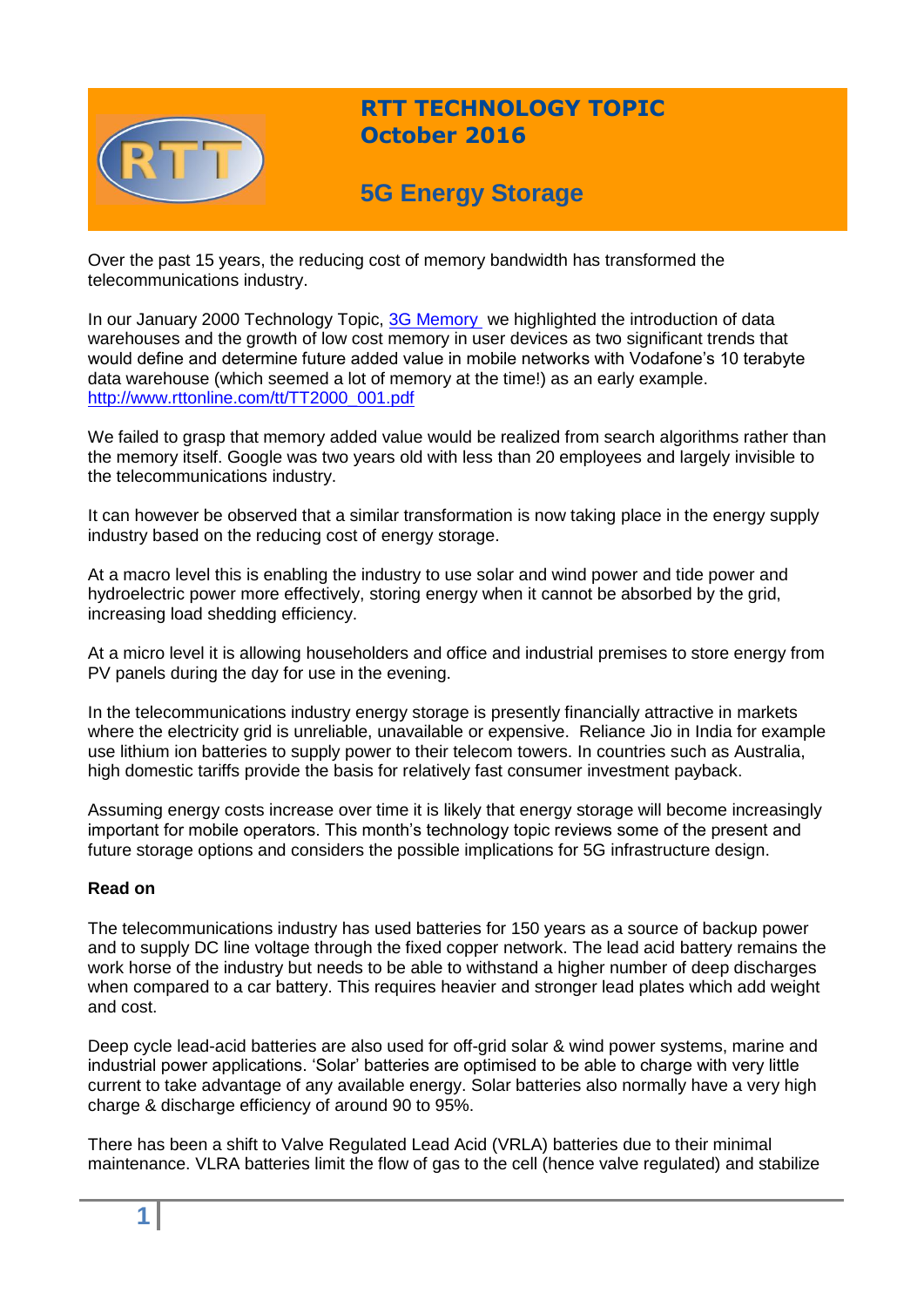# RTT TECHNOLOGY TOPIC
## October 2016

## 5G Energy Storage

Over the past 15 years, the reducing cost of memory bandwidth has transformed the telecommunications industry.

In our January 2000 Technology Topic, [3G Memory](http://www.rttonline.com/tt/TT2000_001.pdf) we highlighted the introduction of data warehouses and the growth of low cost memory in user devices as two significant trends that would define and determine future added value in mobile networks with Vodafone's 10 terabyte data warehouse (which seemed a lot of memory at the time!) as an early example.
http://www.rttonline.com/tt/TT2000_001.pdf

We failed to grasp that memory added value would be realized from search algorithms rather than the memory itself. Google was two years old with less than 20 employees and largely invisible to the telecommunications industry.

It can however be observed that a similar transformation is now taking place in the energy supply industry based on the reducing cost of energy storage.

At a macro level this is enabling the industry to use solar and wind power and tide power and hydroelectric power more effectively, storing energy when it cannot be absorbed by the grid, increasing load shedding efficiency.

At a micro level it is allowing householders and office and industrial premises to store energy from PV panels during the day for use in the evening.

In the telecommunications industry energy storage is presently financially attractive in markets where the electricity grid is unreliable, unavailable or expensive. Reliance Jio in India for example use lithium ion batteries to supply power to their telecom towers. In countries such as Australia, high domestic tariffs provide the basis for relatively fast consumer investment payback.

Assuming energy costs increase over time it is likely that energy storage will become increasingly important for mobile operators. This month's technology topic reviews some of the present and future storage options and considers the possible implications for 5G infrastructure design.

**Read on**

The telecommunications industry has used batteries for 150 years as a source of backup power and to supply DC line voltage through the fixed copper network. The lead acid battery remains the work horse of the industry but needs to be able to withstand a higher number of deep discharges when compared to a car battery. This requires heavier and stronger lead plates which add weight and cost.

Deep cycle lead-acid batteries are also used for off-grid solar & wind power systems, marine and industrial power applications. 'Solar' batteries are optimised to be able to charge with very little current to take advantage of any available energy. Solar batteries also normally have a very high charge & discharge efficiency of around 90 to 95%.

There has been a shift to Valve Regulated Lead Acid (VRLA) batteries due to their minimal maintenance. VLRA batteries limit the flow of gas to the cell (hence valve regulated) and stabilize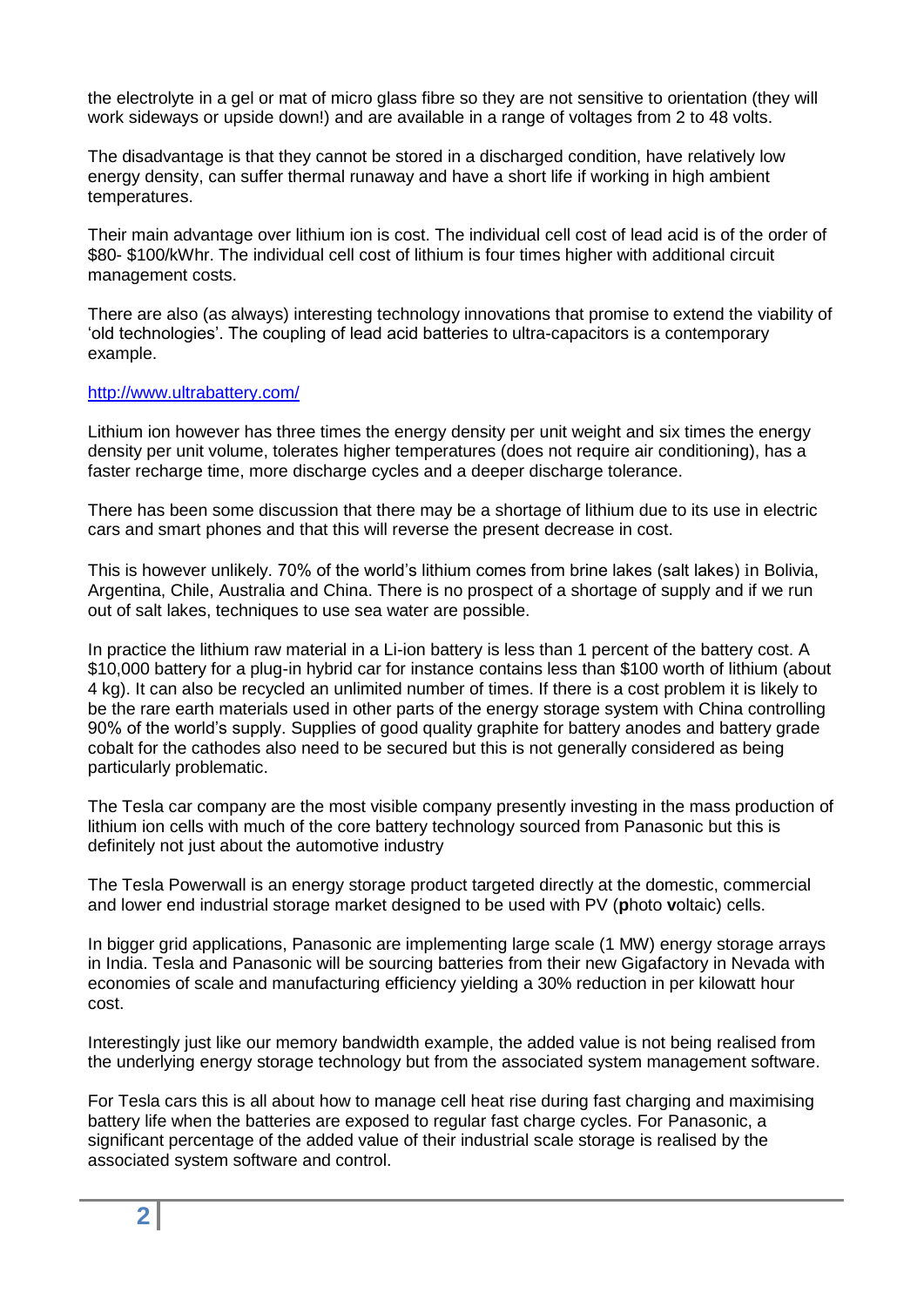the electrolyte in a gel or mat of micro glass fibre so they are not sensitive to orientation (they will work sideways or upside down!) and are available in a range of voltages from 2 to 48 volts.

The disadvantage is that they cannot be stored in a discharged condition, have relatively low energy density, can suffer thermal runaway and have a short life if working in high ambient temperatures.

Their main advantage over lithium ion is cost. The individual cell cost of lead acid is of the order of \$80- \$100/kWhr. The individual cell cost of lithium is four times higher with additional circuit management costs.

There are also (as always) interesting technology innovations that promise to extend the viability of 'old technologies'. The coupling of lead acid batteries to ultra-capacitors is a contemporary example.

[http://www.ultrabattery.com/](http://www.ultrabattery.com/)

Lithium ion however has three times the energy density per unit weight and six times the energy density per unit volume, tolerates higher temperatures (does not require air conditioning), has a faster recharge time, more discharge cycles and a deeper discharge tolerance.

There has been some discussion that there may be a shortage of lithium due to its use in electric cars and smart phones and that this will reverse the present decrease in cost.

This is however unlikely. 70% of the world's lithium comes from brine lakes (salt lakes) in Bolivia, Argentina, Chile, Australia and China. There is no prospect of a shortage of supply and if we run out of salt lakes, techniques to use sea water are possible.

In practice the lithium raw material in a Li-ion battery is less than 1 percent of the battery cost. A \$10,000 battery for a plug-in hybrid car for instance contains less than \$100 worth of lithium (about 4 kg). It can also be recycled an unlimited number of times. If there is a cost problem it is likely to be the rare earth materials used in other parts of the energy storage system with China controlling 90% of the world's supply. Supplies of good quality graphite for battery anodes and battery grade cobalt for the cathodes also need to be secured but this is not generally considered as being particularly problematic.

The Tesla car company are the most visible company presently investing in the mass production of lithium ion cells with much of the core battery technology sourced from Panasonic but this is definitely not just about the automotive industry

The Tesla Powerwall is an energy storage product targeted directly at the domestic, commercial and lower end industrial storage market designed to be used with PV (**p**hoto **v**oltaic) cells.

In bigger grid applications, Panasonic are implementing large scale (1 MW) energy storage arrays in India. Tesla and Panasonic will be sourcing batteries from their new Gigafactory in Nevada with economies of scale and manufacturing efficiency yielding a 30% reduction in per kilowatt hour cost.

Interestingly just like our memory bandwidth example, the added value is not being realised from the underlying energy storage technology but from the associated system management software.

For Tesla cars this is all about how to manage cell heat rise during fast charging and maximising battery life when the batteries are exposed to regular fast charge cycles. For Panasonic, a significant percentage of the added value of their industrial scale storage is realised by the associated system software and control.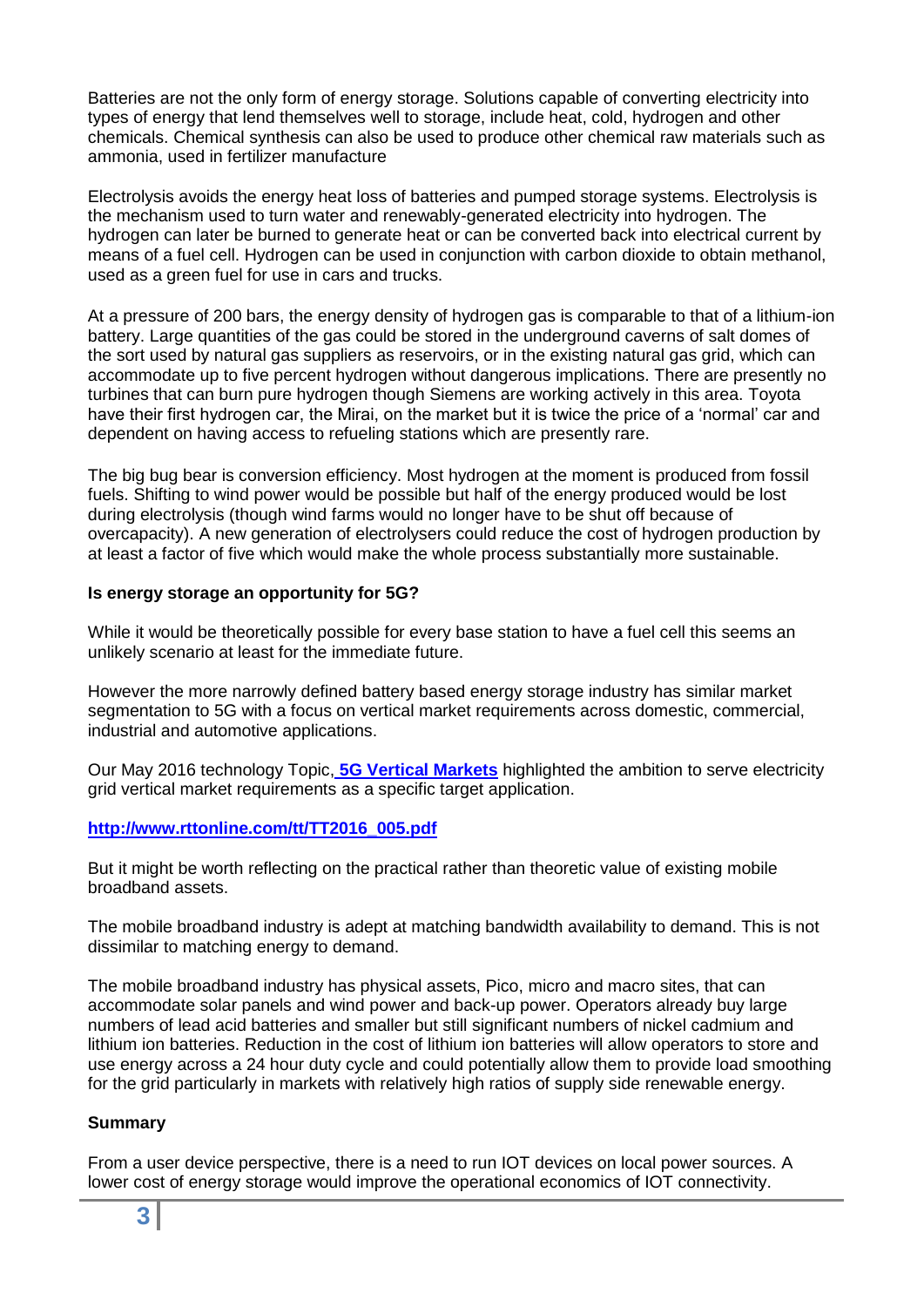Batteries are not the only form of energy storage. Solutions capable of converting electricity into types of energy that lend themselves well to storage, include heat, cold, hydrogen and other chemicals. Chemical synthesis can also be used to produce other chemical raw materials such as ammonia, used in fertilizer manufacture

Electrolysis avoids the energy heat loss of batteries and pumped storage systems. Electrolysis is the mechanism used to turn water and renewably-generated electricity into hydrogen. The hydrogen can later be burned to generate heat or can be converted back into electrical current by means of a fuel cell. Hydrogen can be used in conjunction with carbon dioxide to obtain methanol, used as a green fuel for use in cars and trucks.

At a pressure of 200 bars, the energy density of hydrogen gas is comparable to that of a lithium-ion battery. Large quantities of the gas could be stored in the underground caverns of salt domes of the sort used by natural gas suppliers as reservoirs, or in the existing natural gas grid, which can accommodate up to five percent hydrogen without dangerous implications. There are presently no turbines that can burn pure hydrogen though Siemens are working actively in this area. Toyota have their first hydrogen car, the Mirai, on the market but it is twice the price of a 'normal' car and dependent on having access to refueling stations which are presently rare.

The big bug bear is conversion efficiency. Most hydrogen at the moment is produced from fossil fuels. Shifting to wind power would be possible but half of the energy produced would be lost during electrolysis (though wind farms would no longer have to be shut off because of overcapacity). A new generation of electrolysers could reduce the cost of hydrogen production by at least a factor of five which would make the whole process substantially more sustainable.

**Is energy storage an opportunity for 5G?**

While it would be theoretically possible for every base station to have a fuel cell this seems an unlikely scenario at least for the immediate future.

However the more narrowly defined battery based energy storage industry has similar market segmentation to 5G with a focus on vertical market requirements across domestic, commercial, industrial and automotive applications.

Our May 2016 technology Topic, **5G Vertical Markets** highlighted the ambition to serve electricity grid vertical market requirements as a specific target application.

**http://www.rttonline.com/tt/TT2016_005.pdf**

But it might be worth reflecting on the practical rather than theoretic value of existing mobile broadband assets.

The mobile broadband industry is adept at matching bandwidth availability to demand. This is not dissimilar to matching energy to demand.

The mobile broadband industry has physical assets, Pico, micro and macro sites, that can accommodate solar panels and wind power and back-up power. Operators already buy large numbers of lead acid batteries and smaller but still significant numbers of nickel cadmium and lithium ion batteries. Reduction in the cost of lithium ion batteries will allow operators to store and use energy across a 24 hour duty cycle and could potentially allow them to provide load smoothing for the grid particularly in markets with relatively high ratios of supply side renewable energy.

**Summary**

From a user device perspective, there is a need to run IOT devices on local power sources. A lower cost of energy storage would improve the operational economics of IOT connectivity.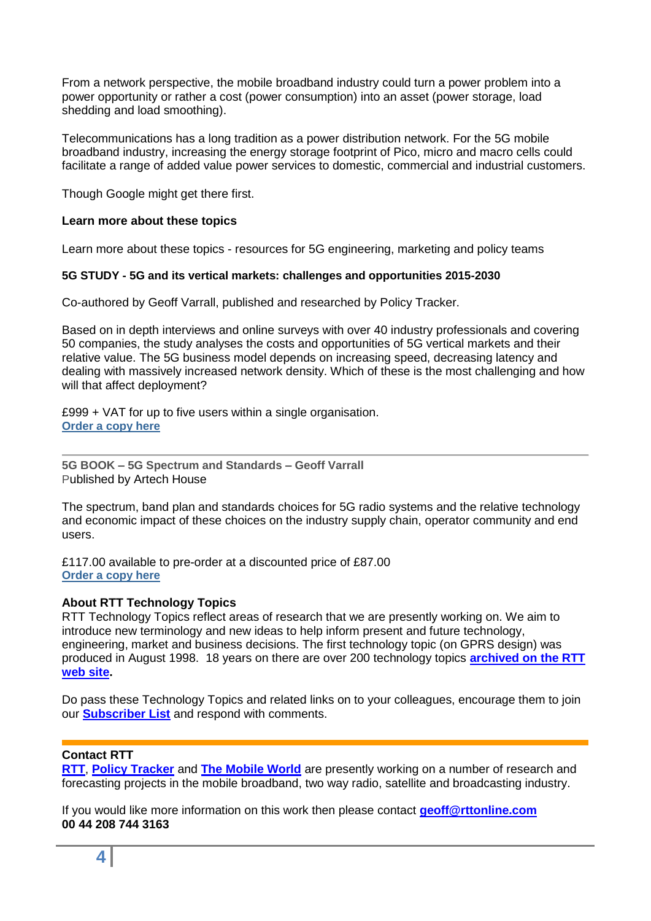From a network perspective, the mobile broadband industry could turn a power problem into a power opportunity or rather a cost (power consumption) into an asset (power storage, load shedding and load smoothing).

Telecommunications has a long tradition as a power distribution network. For the 5G mobile broadband industry, increasing the energy storage footprint of Pico, micro and macro cells could facilitate a range of added value power services to domestic, commercial and industrial customers.

Though Google might get there first.

**Learn more about these topics**

Learn more about these topics - resources for 5G engineering, marketing and policy teams

**5G STUDY - 5G and its vertical markets: challenges and opportunities 2015-2030**

Co-authored by Geoff Varrall, published and researched by Policy Tracker.

Based on in depth interviews and online surveys with over 40 industry professionals and covering 50 companies, the study analyses the costs and opportunities of 5G vertical markets and their relative value. The 5G business model depends on increasing speed, decreasing latency and dealing with massively increased network density. Which of these is the most challenging and how will that affect deployment?

£999 + VAT for up to five users within a single organisation.
**Order a copy here**

---

**5G BOOK – 5G Spectrum and Standards – Geoff Varrall**
Published by Artech House

The spectrum, band plan and standards choices for 5G radio systems and the relative technology and economic impact of these choices on the industry supply chain, operator community and end users.

£117.00 available to pre-order at a discounted price of £87.00
**Order a copy here**

**About RTT Technology Topics**
RTT Technology Topics reflect areas of research that we are presently working on. We aim to introduce new terminology and new ideas to help inform present and future technology, engineering, market and business decisions. The first technology topic (on GPRS design) was produced in August 1998. 18 years on there are over 200 technology topics **archived on the RTT web site**.

Do pass these Technology Topics and related links on to your colleagues, encourage them to join our **Subscriber List** and respond with comments.

---

**Contact RTT**
**RTT**, **Policy Tracker** and **The Mobile World** are presently working on a number of research and forecasting projects in the mobile broadband, two way radio, satellite and broadcasting industry.

If you would like more information on this work then please contact **geoff@rttonline.com**
**00 44 208 744 3163**